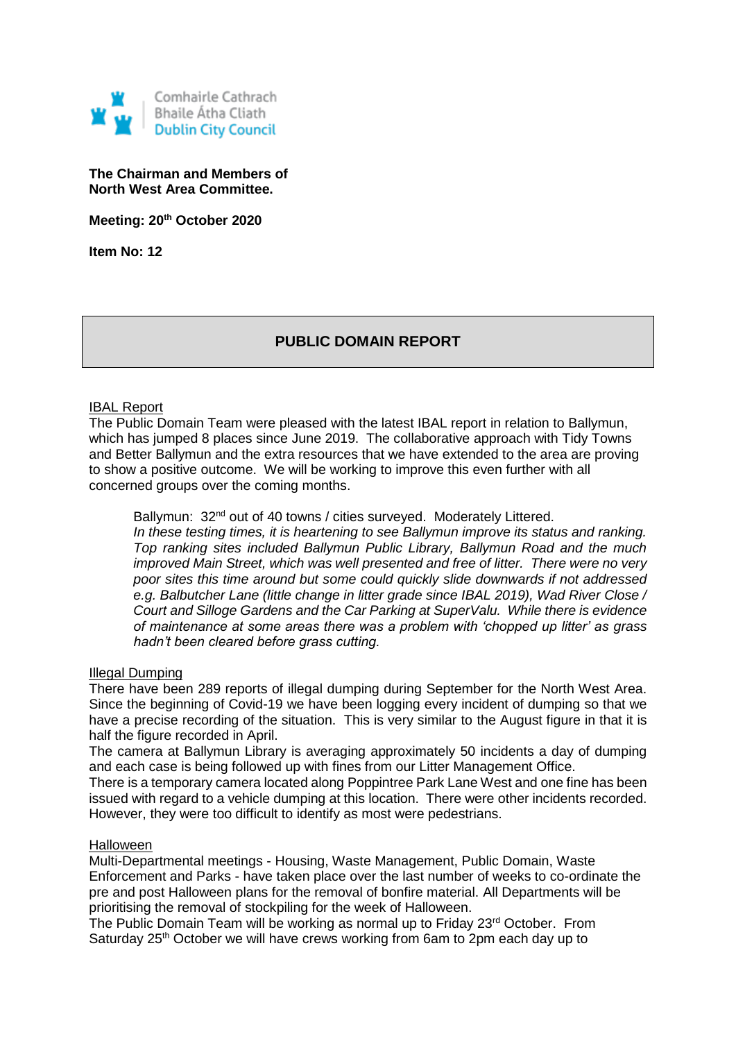Comhairle Cathrach
Bhaile Átha Cliath
Dublin City Council

**The Chairman and Members of**
**North West Area Committee.**

**Meeting: 20th October 2020**

**Item No: 12**

## PUBLIC DOMAIN REPORT

IBAL Report

The Public Domain Team were pleased with the latest IBAL report in relation to Ballymun, which has jumped 8 places since June 2019. The collaborative approach with Tidy Towns and Better Ballymun and the extra resources that we have extended to the area are proving to show a positive outcome. We will be working to improve this even further with all concerned groups over the coming months.

> Ballymun: 32nd out of 40 towns / cities surveyed. Moderately Littered.
> *In these testing times, it is heartening to see Ballymun improve its status and ranking. Top ranking sites included Ballymun Public Library, Ballymun Road and the much improved Main Street, which was well presented and free of litter. There were no very poor sites this time around but some could quickly slide downwards if not addressed e.g. Balbutcher Lane (little change in litter grade since IBAL 2019), Wad River Close / Court and Silloge Gardens and the Car Parking at SuperValu. While there is evidence of maintenance at some areas there was a problem with 'chopped up litter' as grass hadn't been cleared before grass cutting.*

Illegal Dumping

There have been 289 reports of illegal dumping during September for the North West Area. Since the beginning of Covid-19 we have been logging every incident of dumping so that we have a precise recording of the situation. This is very similar to the August figure in that it is half the figure recorded in April.

The camera at Ballymun Library is averaging approximately 50 incidents a day of dumping and each case is being followed up with fines from our Litter Management Office.

There is a temporary camera located along Poppintree Park Lane West and one fine has been issued with regard to a vehicle dumping at this location. There were other incidents recorded. However, they were too difficult to identify as most were pedestrians.

Halloween

Multi-Departmental meetings - Housing, Waste Management, Public Domain, Waste Enforcement and Parks - have taken place over the last number of weeks to co-ordinate the pre and post Halloween plans for the removal of bonfire material. All Departments will be prioritising the removal of stockpiling for the week of Halloween.

The Public Domain Team will be working as normal up to Friday 23rd October. From Saturday 25th October we will have crews working from 6am to 2pm each day up to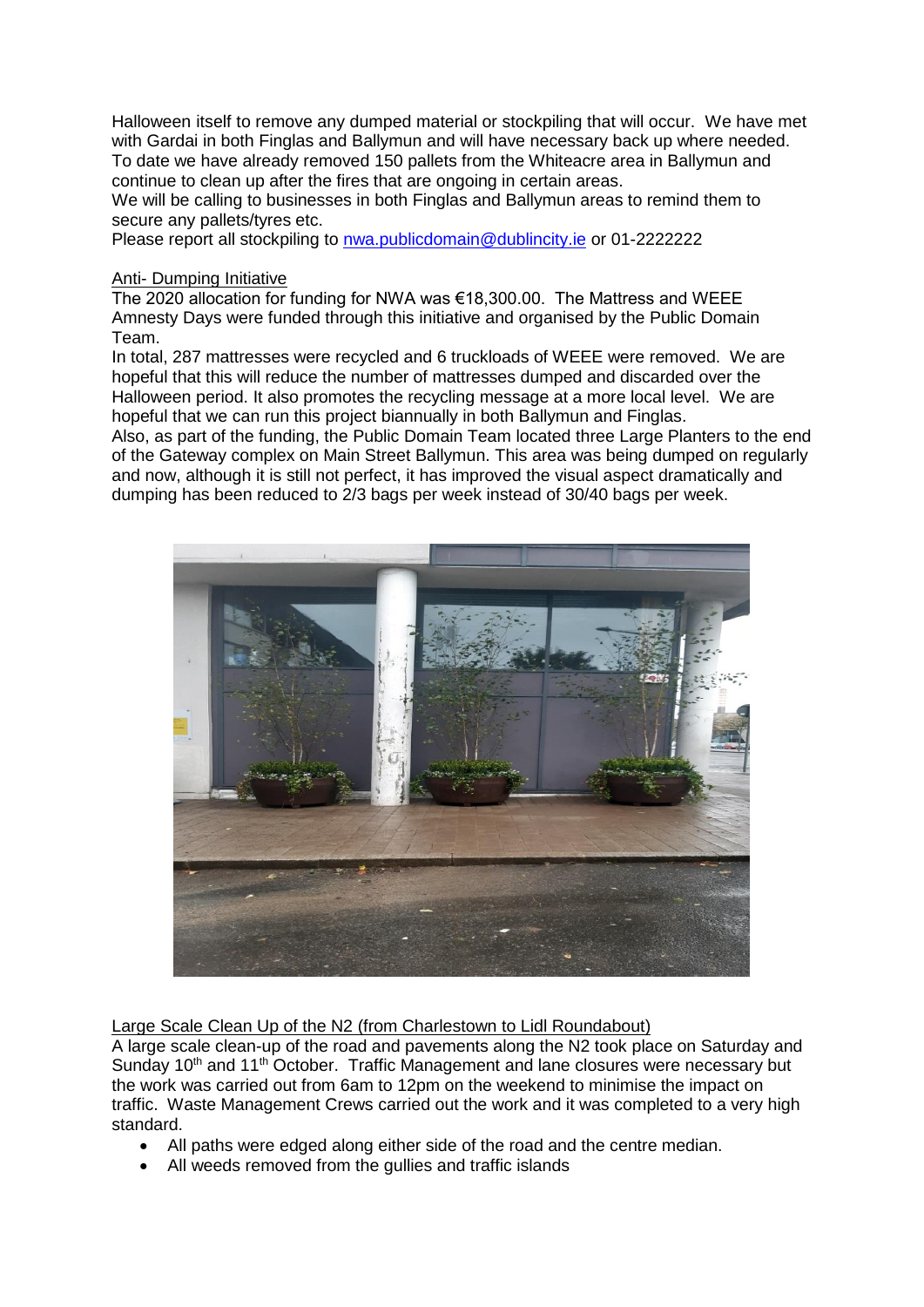Halloween itself to remove any dumped material or stockpiling that will occur. We have met with Gardai in both Finglas and Ballymun and will have necessary back up where needed. To date we have already removed 150 pallets from the Whiteacre area in Ballymun and continue to clean up after the fires that are ongoing in certain areas.
We will be calling to businesses in both Finglas and Ballymun areas to remind them to secure any pallets/tyres etc.
Please report all stockpiling to [nwa.publicdomain@dublincity.ie](mailto:nwa.publicdomain@dublincity.ie) or 01-2222222

<u>Anti- Dumping Initiative</u>
The 2020 allocation for funding for NWA was €18,300.00. The Mattress and WEEE Amnesty Days were funded through this initiative and organised by the Public Domain Team.
In total, 287 mattresses were recycled and 6 truckloads of WEEE were removed. We are hopeful that this will reduce the number of mattresses dumped and discarded over the Halloween period. It also promotes the recycling message at a more local level. We are hopeful that we can run this project biannually in both Ballymun and Finglas.
Also, as part of the funding, the Public Domain Team located three Large Planters to the end of the Gateway complex on Main Street Ballymun. This area was being dumped on regularly and now, although it is still not perfect, it has improved the visual aspect dramatically and dumping has been reduced to 2/3 bags per week instead of 30/40 bags per week.

<u>Large Scale Clean Up of the N2 (from Charlestown to Lidl Roundabout)</u>
A large scale clean-up of the road and pavements along the N2 took place on Saturday and Sunday 10th and 11th October. Traffic Management and lane closures were necessary but the work was carried out from 6am to 12pm on the weekend to minimise the impact on traffic. Waste Management Crews carried out the work and it was completed to a very high standard.

- All paths were edged along either side of the road and the centre median.
- All weeds removed from the gullies and traffic islands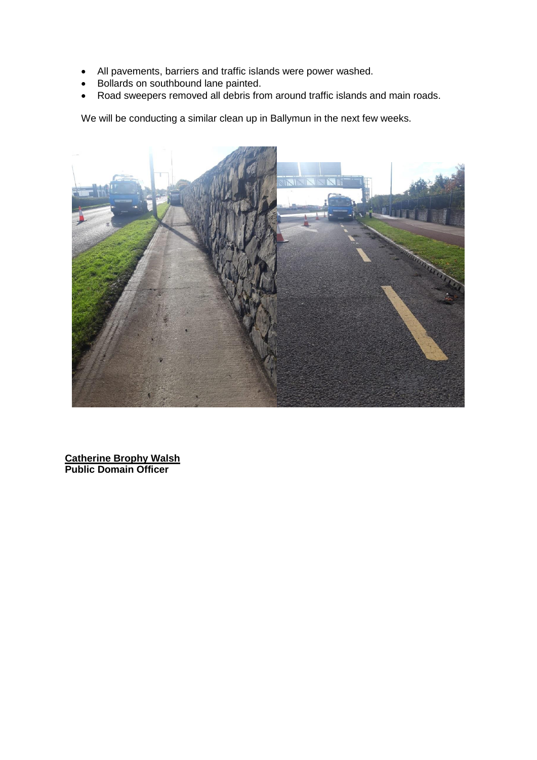- All pavements, barriers and traffic islands were power washed.
- Bollards on southbound lane painted.
- Road sweepers removed all debris from around traffic islands and main roads.

We will be conducting a similar clean up in Ballymun in the next few weeks.

**Catherine Brophy Walsh**
**Public Domain Officer**